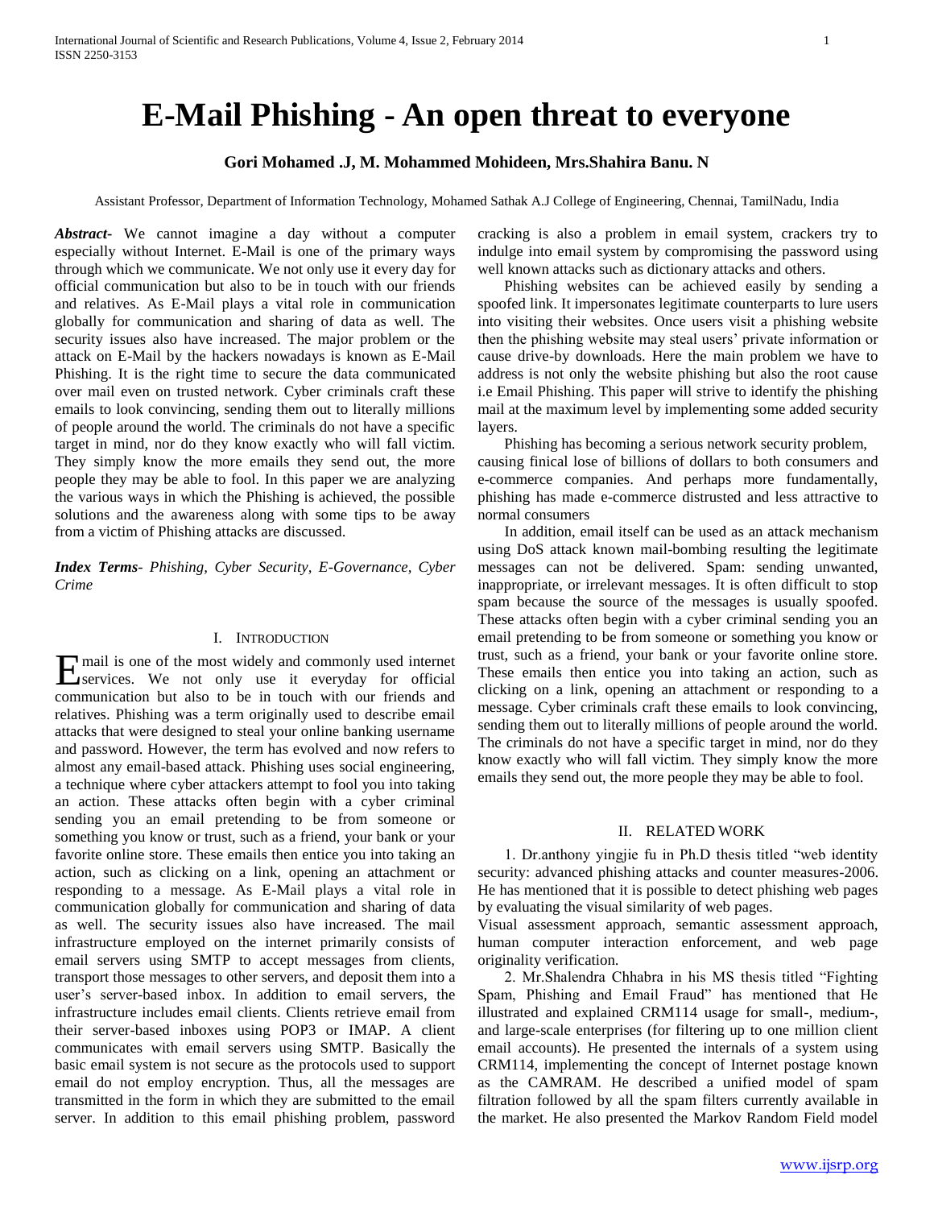# E-Mail Phishing - An open threat to everyone

**Gori Mohamed .J, M. Mohammed Mohideen, Mrs.Shahira Banu. N**

Assistant Professor, Department of Information Technology, Mohamed Sathak A.J College of Engineering, Chennai, TamilNadu, India

***Abstract***- We cannot imagine a day without a computer especially without Internet. E-Mail is one of the primary ways through which we communicate. We not only use it every day for official communication but also to be in touch with our friends and relatives. As E-Mail plays a vital role in communication globally for communication and sharing of data as well. The security issues also have increased. The major problem or the attack on E-Mail by the hackers nowadays is known as E-Mail Phishing. It is the right time to secure the data communicated over mail even on trusted network. Cyber criminals craft these emails to look convincing, sending them out to literally millions of people around the world. The criminals do not have a specific target in mind, nor do they know exactly who will fall victim. They simply know the more emails they send out, the more people they may be able to fool. In this paper we are analyzing the various ways in which the Phishing is achieved, the possible solutions and the awareness along with some tips to be away from a victim of Phishing attacks are discussed.

***Index Terms***- *Phishing, Cyber Security, E-Governance, Cyber Crime*

## I. Introduction

E mail is one of the most widely and commonly used internet services. We not only use it everyday for official communication but also to be in touch with our friends and relatives. Phishing was a term originally used to describe email attacks that were designed to steal your online banking username and password. However, the term has evolved and now refers to almost any email-based attack. Phishing uses social engineering, a technique where cyber attackers attempt to fool you into taking an action. These attacks often begin with a cyber criminal sending you an email pretending to be from someone or something you know or trust, such as a friend, your bank or your favorite online store. These emails then entice you into taking an action, such as clicking on a link, opening an attachment or responding to a message. As E-Mail plays a vital role in communication globally for communication and sharing of data as well. The security issues also have increased. The mail infrastructure employed on the internet primarily consists of email servers using SMTP to accept messages from clients, transport those messages to other servers, and deposit them into a user's server-based inbox. In addition to email servers, the infrastructure includes email clients. Clients retrieve email from their server-based inboxes using POP3 or IMAP. A client communicates with email servers using SMTP. Basically the basic email system is not secure as the protocols used to support email do not employ encryption. Thus, all the messages are transmitted in the form in which they are submitted to the email server. In addition to this email phishing problem, password cracking is also a problem in email system, crackers try to indulge into email system by compromising the password using well known attacks such as dictionary attacks and others.

Phishing websites can be achieved easily by sending a spoofed link. It impersonates legitimate counterparts to lure users into visiting their websites. Once users visit a phishing website then the phishing website may steal users' private information or cause drive-by downloads. Here the main problem we have to address is not only the website phishing but also the root cause i.e Email Phishing. This paper will strive to identify the phishing mail at the maximum level by implementing some added security layers.

Phishing has becoming a serious network security problem, causing finical lose of billions of dollars to both consumers and e-commerce companies. And perhaps more fundamentally, phishing has made e-commerce distrusted and less attractive to normal consumers

In addition, email itself can be used as an attack mechanism using DoS attack known mail-bombing resulting the legitimate messages can not be delivered. Spam: sending unwanted, inappropriate, or irrelevant messages. It is often difficult to stop spam because the source of the messages is usually spoofed. These attacks often begin with a cyber criminal sending you an email pretending to be from someone or something you know or trust, such as a friend, your bank or your favorite online store. These emails then entice you into taking an action, such as clicking on a link, opening an attachment or responding to a message. Cyber criminals craft these emails to look convincing, sending them out to literally millions of people around the world. The criminals do not have a specific target in mind, nor do they know exactly who will fall victim. They simply know the more emails they send out, the more people they may be able to fool.

## II. Related Work

1. Dr.anthony yingjie fu in Ph.D thesis titled "web identity security: advanced phishing attacks and counter measures-2006. He has mentioned that it is possible to detect phishing web pages by evaluating the visual similarity of web pages.

Visual assessment approach, semantic assessment approach, human computer interaction enforcement, and web page originality verification.

2. Mr.Shalendra Chhabra in his MS thesis titled "Fighting Spam, Phishing and Email Fraud" has mentioned that He illustrated and explained CRM114 usage for small-, medium-, and large-scale enterprises (for filtering up to one million client email accounts). He presented the internals of a system using CRM114, implementing the concept of Internet postage known as the CAMRAM. He described a unified model of spam filtration followed by all the spam filters currently available in the market. He also presented the Markov Random Field model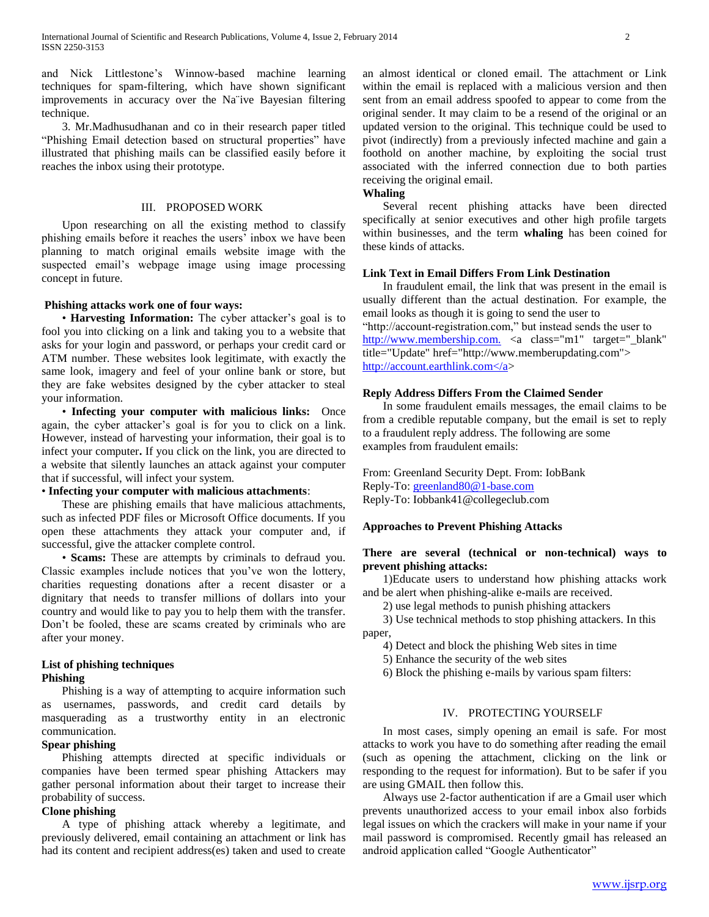and Nick Littlestone's Winnow-based machine learning techniques for spam-filtering, which have shown significant improvements in accuracy over the Na¨ive Bayesian filtering technique.

3. Mr.Madhusudhanan and co in their research paper titled "Phishing Email detection based on structural properties" have illustrated that phishing mails can be classified easily before it reaches the inbox using their prototype.

## III. PROPOSED WORK

Upon researching on all the existing method to classify phishing emails before it reaches the users' inbox we have been planning to match original emails website image with the suspected email's webpage image using image processing concept in future.

**Phishing attacks work one of four ways:**

• **Harvesting Information:** The cyber attacker's goal is to fool you into clicking on a link and taking you to a website that asks for your login and password, or perhaps your credit card or ATM number. These websites look legitimate, with exactly the same look, imagery and feel of your online bank or store, but they are fake websites designed by the cyber attacker to steal your information.

• **Infecting your computer with malicious links:** Once again, the cyber attacker's goal is for you to click on a link. However, instead of harvesting your information, their goal is to infect your computer**.** If you click on the link, you are directed to a website that silently launches an attack against your computer that if successful, will infect your system.

• **Infecting your computer with malicious attachments**:

These are phishing emails that have malicious attachments, such as infected PDF files or Microsoft Office documents. If you open these attachments they attack your computer and, if successful, give the attacker complete control.

• **Scams:** These are attempts by criminals to defraud you. Classic examples include notices that you've won the lottery, charities requesting donations after a recent disaster or a dignitary that needs to transfer millions of dollars into your country and would like to pay you to help them with the transfer. Don't be fooled, these are scams created by criminals who are after your money.

**List of phishing techniques**

**Phishing**

Phishing is a way of attempting to acquire information such as usernames, passwords, and credit card details by masquerading as a trustworthy entity in an electronic communication.

**Spear phishing**

Phishing attempts directed at specific individuals or companies have been termed spear phishing Attackers may gather personal information about their target to increase their probability of success.

**Clone phishing**

A type of phishing attack whereby a legitimate, and previously delivered, email containing an attachment or link has had its content and recipient address(es) taken and used to create an almost identical or cloned email. The attachment or Link within the email is replaced with a malicious version and then sent from an email address spoofed to appear to come from the original sender. It may claim to be a resend of the original or an updated version to the original. This technique could be used to pivot (indirectly) from a previously infected machine and gain a foothold on another machine, by exploiting the social trust associated with the inferred connection due to both parties receiving the original email.

**Whaling**

Several recent phishing attacks have been directed specifically at senior executives and other high profile targets within businesses, and the term **whaling** has been coined for these kinds of attacks.

**Link Text in Email Differs From Link Destination**

In fraudulent email, the link that was present in the email is usually different than the actual destination. For example, the email looks as though it is going to send the user to "http://account-registration.com," but instead sends the user to http://www.membership.com. <a class="m1" target="_blank" title="Update" href="http://www.memberupdating.com"> http://account.earthlink.com</a>

**Reply Address Differs From the Claimed Sender**

In some fraudulent emails messages, the email claims to be from a credible reputable company, but the email is set to reply to a fraudulent reply address. The following are some examples from fraudulent emails:

From: Greenland Security Dept. From: IobBank
Reply-To: greenland80@1-base.com
Reply-To: Iobbank41@collegeclub.com

**Approaches to Prevent Phishing Attacks**

**There are several (technical or non-technical) ways to prevent phishing attacks:**

1)Educate users to understand how phishing attacks work and be alert when phishing-alike e-mails are received.

2) use legal methods to punish phishing attackers

3) Use technical methods to stop phishing attackers. In this paper,

4) Detect and block the phishing Web sites in time

5) Enhance the security of the web sites

6) Block the phishing e-mails by various spam filters:

## IV. PROTECTING YOURSELF

In most cases, simply opening an email is safe. For most attacks to work you have to do something after reading the email (such as opening the attachment, clicking on the link or responding to the request for information). But to be safer if you are using GMAIL then follow this.

Always use 2-factor authentication if are a Gmail user which prevents unauthorized access to your email inbox also forbids legal issues on which the crackers will make in your name if your mail password is compromised. Recently gmail has released an android application called "Google Authenticator"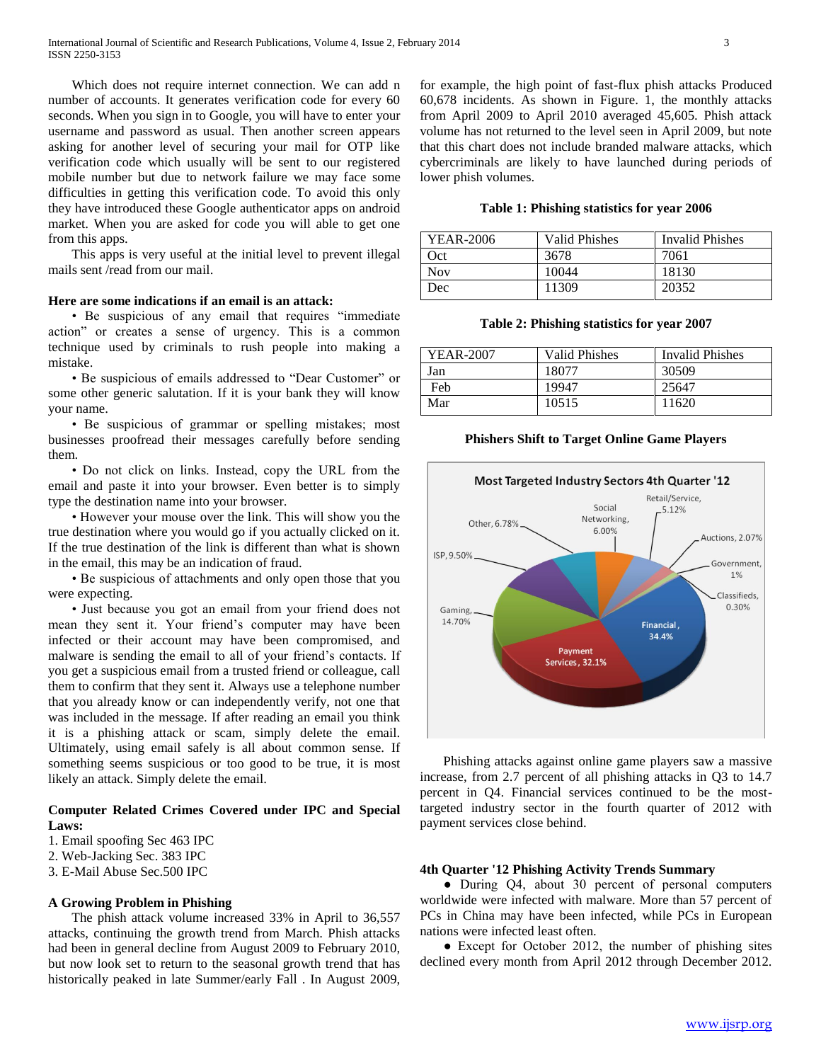Which does not require internet connection. We can add n number of accounts. It generates verification code for every 60 seconds. When you sign in to Google, you will have to enter your username and password as usual. Then another screen appears asking for another level of securing your mail for OTP like verification code which usually will be sent to our registered mobile number but due to network failure we may face some difficulties in getting this verification code. To avoid this only they have introduced these Google authenticator apps on android market. When you are asked for code you will able to get one from this apps.

This apps is very useful at the initial level to prevent illegal mails sent /read from our mail.

**Here are some indications if an email is an attack:**

• Be suspicious of any email that requires "immediate action" or creates a sense of urgency. This is a common technique used by criminals to rush people into making a mistake.

• Be suspicious of emails addressed to "Dear Customer" or some other generic salutation. If it is your bank they will know your name.

• Be suspicious of grammar or spelling mistakes; most businesses proofread their messages carefully before sending them.

• Do not click on links. Instead, copy the URL from the email and paste it into your browser. Even better is to simply type the destination name into your browser.

• However your mouse over the link. This will show you the true destination where you would go if you actually clicked on it. If the true destination of the link is different than what is shown in the email, this may be an indication of fraud.

• Be suspicious of attachments and only open those that you were expecting.

• Just because you got an email from your friend does not mean they sent it. Your friend's computer may have been infected or their account may have been compromised, and malware is sending the email to all of your friend's contacts. If you get a suspicious email from a trusted friend or colleague, call them to confirm that they sent it. Always use a telephone number that you already know or can independently verify, not one that was included in the message. If after reading an email you think it is a phishing attack or scam, simply delete the email. Ultimately, using email safely is all about common sense. If something seems suspicious or too good to be true, it is most likely an attack. Simply delete the email.

**Computer Related Crimes Covered under IPC and Special Laws:**

1. Email spoofing Sec 463 IPC
2. Web-Jacking Sec. 383 IPC
3. E-Mail Abuse Sec.500 IPC

**A Growing Problem in Phishing**

The phish attack volume increased 33% in April to 36,557 attacks, continuing the growth trend from March. Phish attacks had been in general decline from August 2009 to February 2010, but now look set to return to the seasonal growth trend that has historically peaked in late Summer/early Fall . In August 2009, for example, the high point of fast-flux phish attacks Produced 60,678 incidents. As shown in Figure. 1, the monthly attacks from April 2009 to April 2010 averaged 45,605. Phish attack volume has not returned to the level seen in April 2009, but note that this chart does not include branded malware attacks, which cybercriminals are likely to have launched during periods of lower phish volumes.

**Table 1: Phishing statistics for year 2006**

| YEAR-2006 | Valid Phishes | Invalid Phishes |
|---|---|---|
| Oct | 3678 | 7061 |
| Nov | 10044 | 18130 |
| Dec | 11309 | 20352 |

**Table 2: Phishing statistics for year 2007**

| YEAR-2007 | Valid Phishes | Invalid Phishes |
|---|---|---|
| Jan | 18077 | 30509 |
| Feb | 19947 | 25647 |
| Mar | 10515 | 11620 |

**Phishers Shift to Target Online Game Players**

Most Targeted Industry Sectors 4th Quarter '12

Financial, 34.4%; Payment Services, 32.1%; Gaming, 14.70%; ISP, 9.50%; Other, 6.78%; Social Networking, 6.00%; Retail/Service, 5.12%; Auctions, 2.07%; Government, 1%; Classifieds, 0.30%

Phishing attacks against online game players saw a massive increase, from 2.7 percent of all phishing attacks in Q3 to 14.7 percent in Q4. Financial services continued to be the most-targeted industry sector in the fourth quarter of 2012 with payment services close behind.

**4th Quarter '12 Phishing Activity Trends Summary**

● During Q4, about 30 percent of personal computers worldwide were infected with malware. More than 57 percent of PCs in China may have been infected, while PCs in European nations were infected least often.

● Except for October 2012, the number of phishing sites declined every month from April 2012 through December 2012.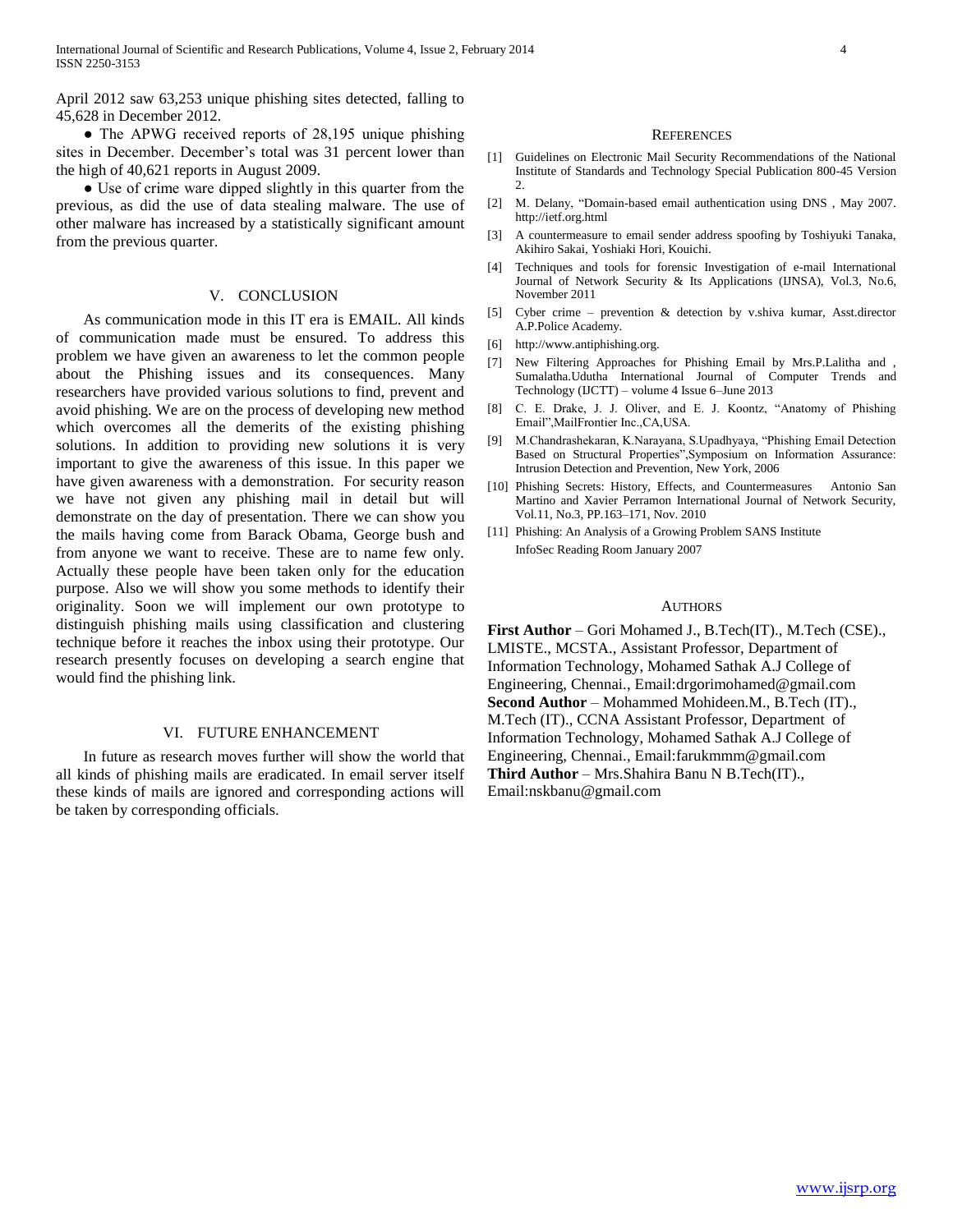April 2012 saw 63,253 unique phishing sites detected, falling to 45,628 in December 2012.

- The APWG received reports of 28,195 unique phishing sites in December. December's total was 31 percent lower than the high of 40,621 reports in August 2009.
- Use of crime ware dipped slightly in this quarter from the previous, as did the use of data stealing malware. The use of other malware has increased by a statistically significant amount from the previous quarter.

## V. CONCLUSION

As communication mode in this IT era is EMAIL. All kinds of communication made must be ensured. To address this problem we have given an awareness to let the common people about the Phishing issues and its consequences. Many researchers have provided various solutions to find, prevent and avoid phishing. We are on the process of developing new method which overcomes all the demerits of the existing phishing solutions. In addition to providing new solutions it is very important to give the awareness of this issue. In this paper we have given awareness with a demonstration. For security reason we have not given any phishing mail in detail but will demonstrate on the day of presentation. There we can show you the mails having come from Barack Obama, George bush and from anyone we want to receive. These are to name few only. Actually these people have been taken only for the education purpose. Also we will show you some methods to identify their originality. Soon we will implement our own prototype to distinguish phishing mails using classification and clustering technique before it reaches the inbox using their prototype. Our research presently focuses on developing a search engine that would find the phishing link.

## VI. FUTURE ENHANCEMENT

In future as research moves further will show the world that all kinds of phishing mails are eradicated. In email server itself these kinds of mails are ignored and corresponding actions will be taken by corresponding officials.

## REFERENCES

[1] Guidelines on Electronic Mail Security Recommendations of the National Institute of Standards and Technology Special Publication 800-45 Version 2.

[2] M. Delany, "Domain-based email authentication using DNS , May 2007. http://ietf.org.html

[3] A countermeasure to email sender address spoofing by Toshiyuki Tanaka, Akihiro Sakai, Yoshiaki Hori, Kouichi.

[4] Techniques and tools for forensic Investigation of e-mail International Journal of Network Security & Its Applications (IJNSA), Vol.3, No.6, November 2011

[5] Cyber crime – prevention & detection by v.shiva kumar, Asst.director A.P.Police Academy.

[6] http://www.antiphishing.org.

[7] New Filtering Approaches for Phishing Email by Mrs.P.Lalitha and , Sumalatha.Udutha International Journal of Computer Trends and Technology (IJCTT) – volume 4 Issue 6–June 2013

[8] C. E. Drake, J. J. Oliver, and E. J. Koontz, "Anatomy of Phishing Email",MailFrontier Inc.,CA,USA.

[9] M.Chandrashekaran, K.Narayana, S.Upadhyaya, "Phishing Email Detection Based on Structural Properties",Symposium on Information Assurance: Intrusion Detection and Prevention, New York, 2006

[10] Phishing Secrets: History, Effects, and Countermeasures Antonio San Martino and Xavier Perramon International Journal of Network Security, Vol.11, No.3, PP.163–171, Nov. 2010

[11] Phishing: An Analysis of a Growing Problem SANS Institute InfoSec Reading Room January 2007

## AUTHORS

**First Author** – Gori Mohamed J., B.Tech(IT)., M.Tech (CSE)., LMISTE., MCSTA., Assistant Professor, Department of Information Technology, Mohamed Sathak A.J College of Engineering, Chennai., Email:drgorimohamed@gmail.com

**Second Author** – Mohammed Mohideen.M., B.Tech (IT)., M.Tech (IT)., CCNA Assistant Professor, Department of Information Technology, Mohamed Sathak A.J College of Engineering, Chennai., Email:farukmmm@gmail.com

**Third Author** – Mrs.Shahira Banu N B.Tech(IT)., Email:nskbanu@gmail.com